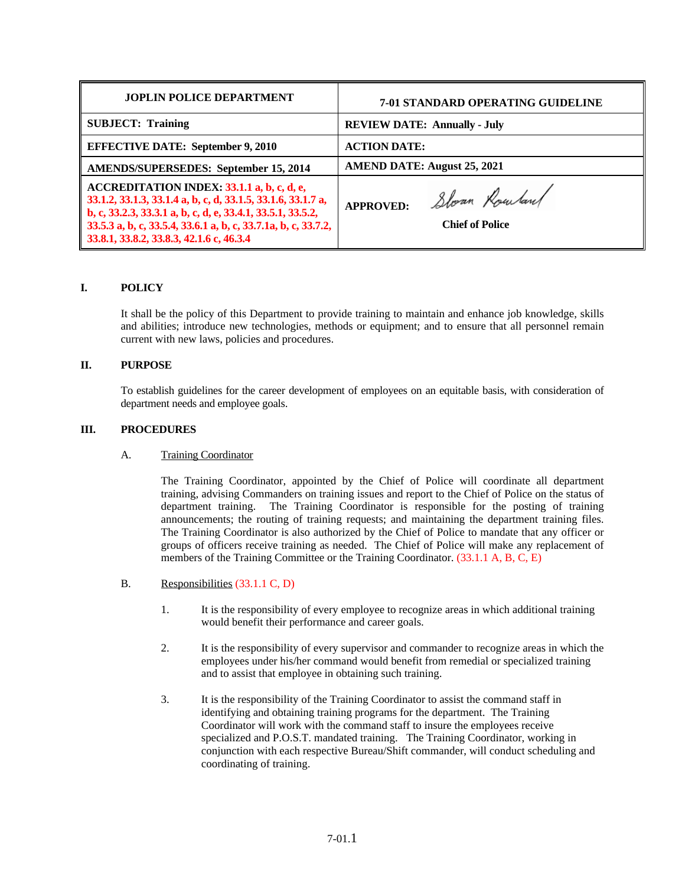| JOPLIN POLICE DEPARTMENT | 7-01 STANDARD OPERATING GUIDELINE |
|---|---|
| **SUBJECT: Training** | **REVIEW DATE: Annually - July** |
| **EFFECTIVE DATE: September 9, 2010** | **ACTION DATE:** |
| **AMENDS/SUPERSEDES: September 15, 2014** | **AMEND DATE: August 25, 2021** |
| **ACCREDITATION INDEX: 33.1.1 a, b, c, d, e, 33.1.2, 33.1.3, 33.1.4 a, b, c, d, 33.1.5, 33.1.6, 33.1.7 a, b, c, 33.2.3, 33.3.1 a, b, c, d, e, 33.4.1, 33.5.1, 33.5.2, 33.5.3 a, b, c, 33.5.4, 33.6.1 a, b, c, 33.7.1a, b, c, 33.7.2, 33.8.1, 33.8.2, 33.8.3, 42.1.6 c, 46.3.4** | **APPROVED:** Sloan Rowland **Chief of Police** |

## I. POLICY

It shall be the policy of this Department to provide training to maintain and enhance job knowledge, skills and abilities; introduce new technologies, methods or equipment; and to ensure that all personnel remain current with new laws, policies and procedures.

## II. PURPOSE

To establish guidelines for the career development of employees on an equitable basis, with consideration of department needs and employee goals.

## III. PROCEDURES

### A. Training Coordinator

The Training Coordinator, appointed by the Chief of Police will coordinate all department training, advising Commanders on training issues and report to the Chief of Police on the status of department training. The Training Coordinator is responsible for the posting of training announcements; the routing of training requests; and maintaining the department training files. The Training Coordinator is also authorized by the Chief of Police to mandate that any officer or groups of officers receive training as needed. The Chief of Police will make any replacement of members of the Training Committee or the Training Coordinator. (33.1.1 A, B, C, E)

### B. Responsibilities (33.1.1 C, D)

1. It is the responsibility of every employee to recognize areas in which additional training would benefit their performance and career goals.

2. It is the responsibility of every supervisor and commander to recognize areas in which the employees under his/her command would benefit from remedial or specialized training and to assist that employee in obtaining such training.

3. It is the responsibility of the Training Coordinator to assist the command staff in identifying and obtaining training programs for the department. The Training Coordinator will work with the command staff to insure the employees receive specialized and P.O.S.T. mandated training. The Training Coordinator, working in conjunction with each respective Bureau/Shift commander, will conduct scheduling and coordinating of training.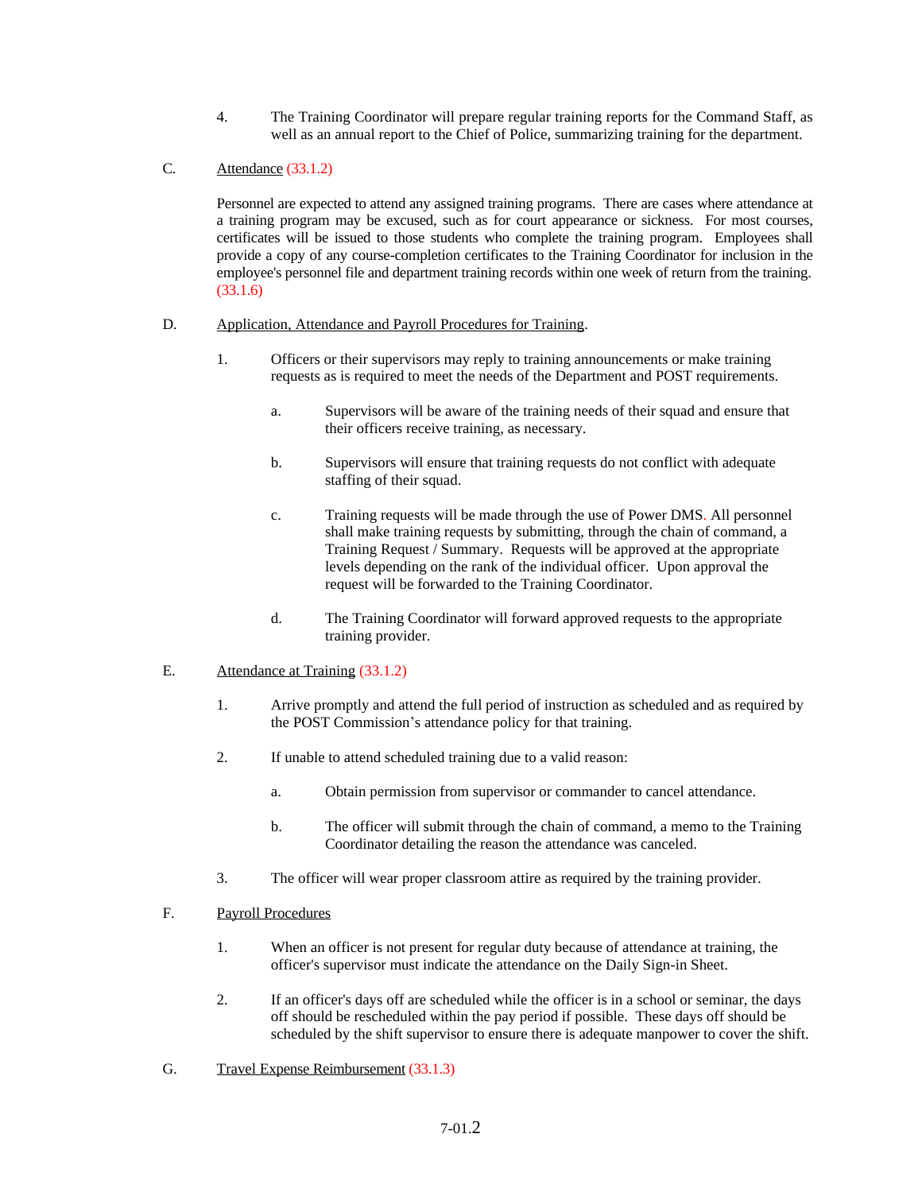4. The Training Coordinator will prepare regular training reports for the Command Staff, as well as an annual report to the Chief of Police, summarizing training for the department.

C. Attendance (33.1.2)

Personnel are expected to attend any assigned training programs. There are cases where attendance at a training program may be excused, such as for court appearance or sickness. For most courses, certificates will be issued to those students who complete the training program. Employees shall provide a copy of any course-completion certificates to the Training Coordinator for inclusion in the employee's personnel file and department training records within one week of return from the training. (33.1.6)

D. Application, Attendance and Payroll Procedures for Training.

1. Officers or their supervisors may reply to training announcements or make training requests as is required to meet the needs of the Department and POST requirements.

   a. Supervisors will be aware of the training needs of their squad and ensure that their officers receive training, as necessary.

   b. Supervisors will ensure that training requests do not conflict with adequate staffing of their squad.

   c. Training requests will be made through the use of Power DMS. All personnel shall make training requests by submitting, through the chain of command, a Training Request / Summary. Requests will be approved at the appropriate levels depending on the rank of the individual officer. Upon approval the request will be forwarded to the Training Coordinator.

   d. The Training Coordinator will forward approved requests to the appropriate training provider.

E. Attendance at Training (33.1.2)

1. Arrive promptly and attend the full period of instruction as scheduled and as required by the POST Commission's attendance policy for that training.

2. If unable to attend scheduled training due to a valid reason:

   a. Obtain permission from supervisor or commander to cancel attendance.

   b. The officer will submit through the chain of command, a memo to the Training Coordinator detailing the reason the attendance was canceled.

3. The officer will wear proper classroom attire as required by the training provider.

F. Payroll Procedures

1. When an officer is not present for regular duty because of attendance at training, the officer's supervisor must indicate the attendance on the Daily Sign-in Sheet.

2. If an officer's days off are scheduled while the officer is in a school or seminar, the days off should be rescheduled within the pay period if possible. These days off should be scheduled by the shift supervisor to ensure there is adequate manpower to cover the shift.

G. Travel Expense Reimbursement (33.1.3)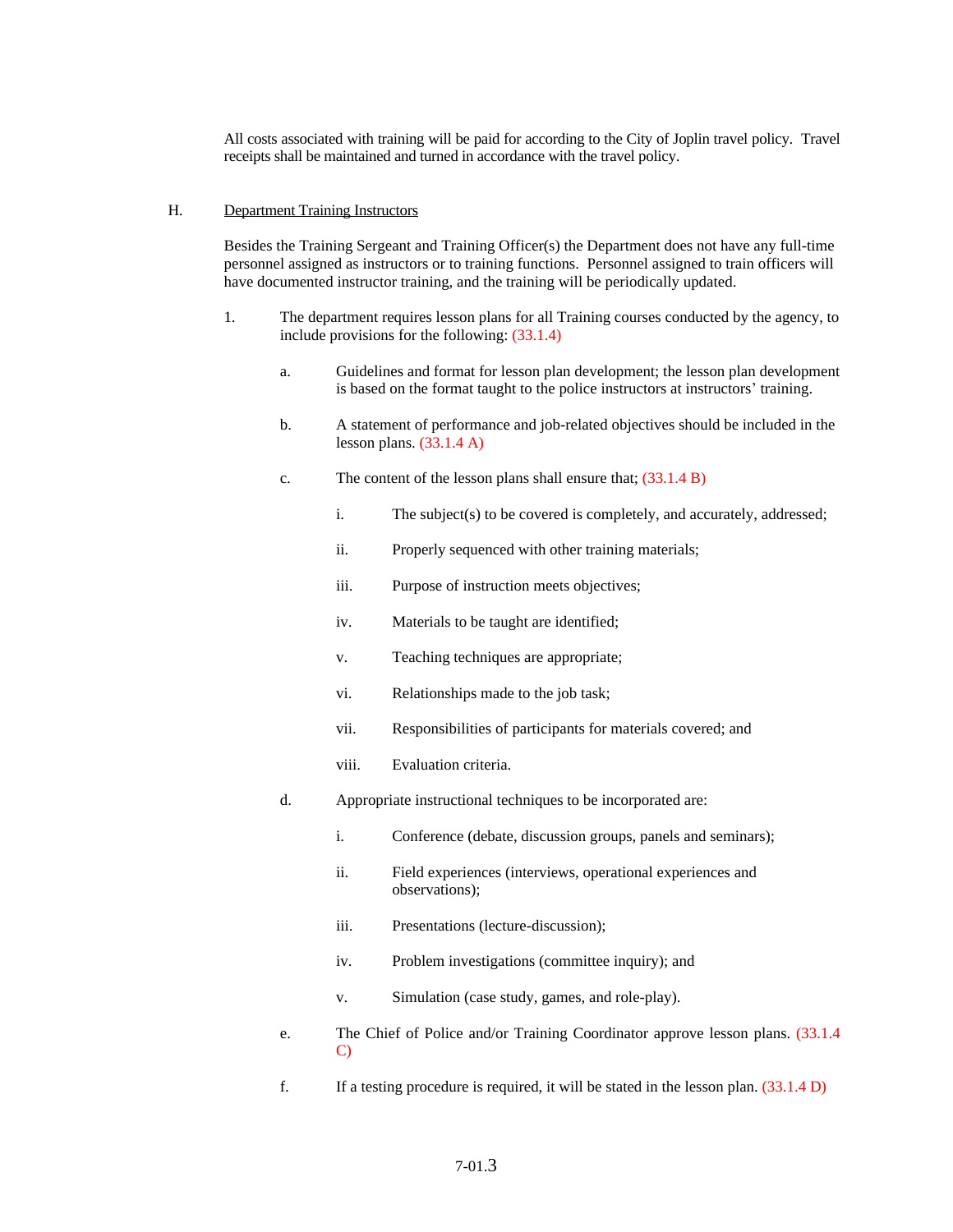All costs associated with training will be paid for according to the City of Joplin travel policy. Travel receipts shall be maintained and turned in accordance with the travel policy.

H. Department Training Instructors

Besides the Training Sergeant and Training Officer(s) the Department does not have any full-time personnel assigned as instructors or to training functions. Personnel assigned to train officers will have documented instructor training, and the training will be periodically updated.

1. The department requires lesson plans for all Training courses conducted by the agency, to include provisions for the following: (33.1.4)

   a. Guidelines and format for lesson plan development; the lesson plan development is based on the format taught to the police instructors at instructors' training.

   b. A statement of performance and job-related objectives should be included in the lesson plans. (33.1.4 A)

   c. The content of the lesson plans shall ensure that; (33.1.4 B)

      i. The subject(s) to be covered is completely, and accurately, addressed;

      ii. Properly sequenced with other training materials;

      iii. Purpose of instruction meets objectives;

      iv. Materials to be taught are identified;

      v. Teaching techniques are appropriate;

      vi. Relationships made to the job task;

      vii. Responsibilities of participants for materials covered; and

      viii. Evaluation criteria.

   d. Appropriate instructional techniques to be incorporated are:

      i. Conference (debate, discussion groups, panels and seminars);

      ii. Field experiences (interviews, operational experiences and observations);

      iii. Presentations (lecture-discussion);

      iv. Problem investigations (committee inquiry); and

      v. Simulation (case study, games, and role-play).

   e. The Chief of Police and/or Training Coordinator approve lesson plans. (33.1.4 C)

   f. If a testing procedure is required, it will be stated in the lesson plan. (33.1.4 D)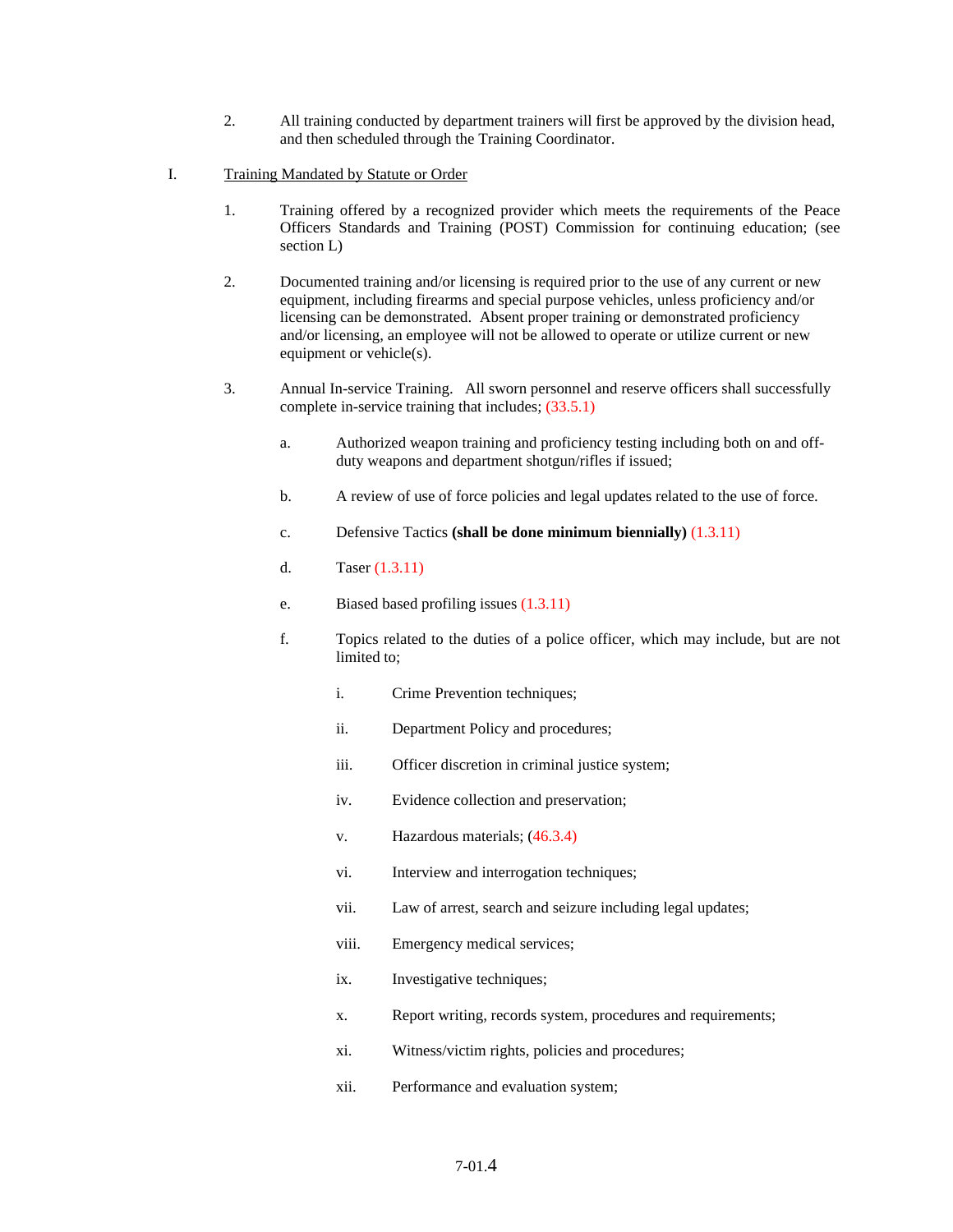2. All training conducted by department trainers will first be approved by the division head, and then scheduled through the Training Coordinator.

I. <u>Training Mandated by Statute or Order</u>

1. Training offered by a recognized provider which meets the requirements of the Peace Officers Standards and Training (POST) Commission for continuing education; (see section L)

2. Documented training and/or licensing is required prior to the use of any current or new equipment, including firearms and special purpose vehicles, unless proficiency and/or licensing can be demonstrated. Absent proper training or demonstrated proficiency and/or licensing, an employee will not be allowed to operate or utilize current or new equipment or vehicle(s).

3. Annual In-service Training. All sworn personnel and reserve officers shall successfully complete in-service training that includes; (33.5.1)

   a. Authorized weapon training and proficiency testing including both on and off-duty weapons and department shotgun/rifles if issued;

   b. A review of use of force policies and legal updates related to the use of force.

   c. Defensive Tactics **(shall be done minimum biennially)** (1.3.11)

   d. Taser (1.3.11)

   e. Biased based profiling issues (1.3.11)

   f. Topics related to the duties of a police officer, which may include, but are not limited to;

      i. Crime Prevention techniques;

      ii. Department Policy and procedures;

      iii. Officer discretion in criminal justice system;

      iv. Evidence collection and preservation;

      v. Hazardous materials; (46.3.4)

      vi. Interview and interrogation techniques;

      vii. Law of arrest, search and seizure including legal updates;

      viii. Emergency medical services;

      ix. Investigative techniques;

      x. Report writing, records system, procedures and requirements;

      xi. Witness/victim rights, policies and procedures;

      xii. Performance and evaluation system;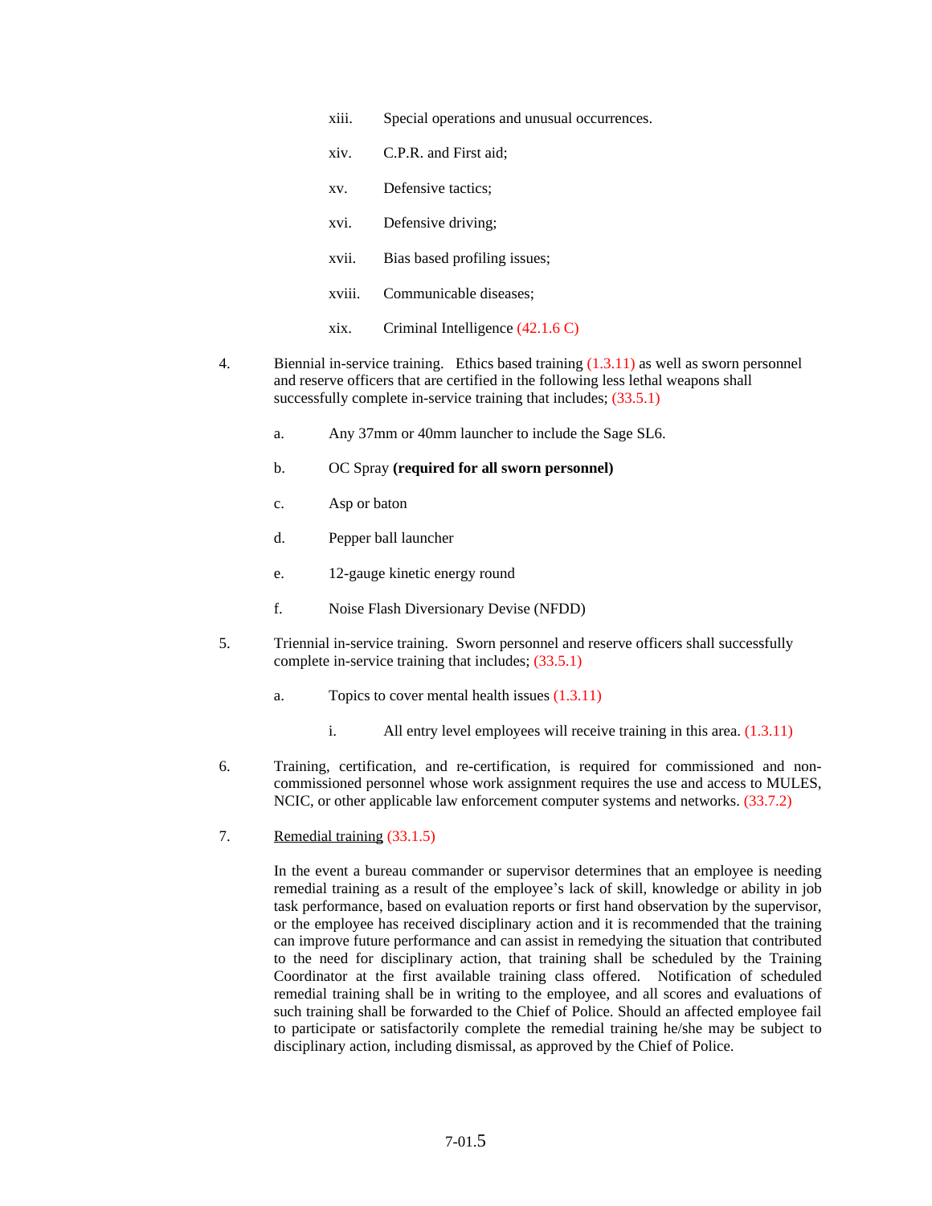xiii. Special operations and unusual occurrences.

xiv. C.P.R. and First aid;

xv. Defensive tactics;

xvi. Defensive driving;

xvii. Bias based profiling issues;

xviii. Communicable diseases;

xix. Criminal Intelligence (42.1.6 C)

4. Biennial in-service training. Ethics based training (1.3.11) as well as sworn personnel and reserve officers that are certified in the following less lethal weapons shall successfully complete in-service training that includes; (33.5.1)

   a. Any 37mm or 40mm launcher to include the Sage SL6.

   b. OC Spray **(required for all sworn personnel)**

   c. Asp or baton

   d. Pepper ball launcher

   e. 12-gauge kinetic energy round

   f. Noise Flash Diversionary Devise (NFDD)

5. Triennial in-service training. Sworn personnel and reserve officers shall successfully complete in-service training that includes; (33.5.1)

   a. Topics to cover mental health issues (1.3.11)

      i. All entry level employees will receive training in this area. (1.3.11)

6. Training, certification, and re-certification, is required for commissioned and non-commissioned personnel whose work assignment requires the use and access to MULES, NCIC, or other applicable law enforcement computer systems and networks. (33.7.2)

7. <u>Remedial training</u> (33.1.5)

   In the event a bureau commander or supervisor determines that an employee is needing remedial training as a result of the employee's lack of skill, knowledge or ability in job task performance, based on evaluation reports or first hand observation by the supervisor, or the employee has received disciplinary action and it is recommended that the training can improve future performance and can assist in remedying the situation that contributed to the need for disciplinary action, that training shall be scheduled by the Training Coordinator at the first available training class offered. Notification of scheduled remedial training shall be in writing to the employee, and all scores and evaluations of such training shall be forwarded to the Chief of Police. Should an affected employee fail to participate or satisfactorily complete the remedial training he/she may be subject to disciplinary action, including dismissal, as approved by the Chief of Police.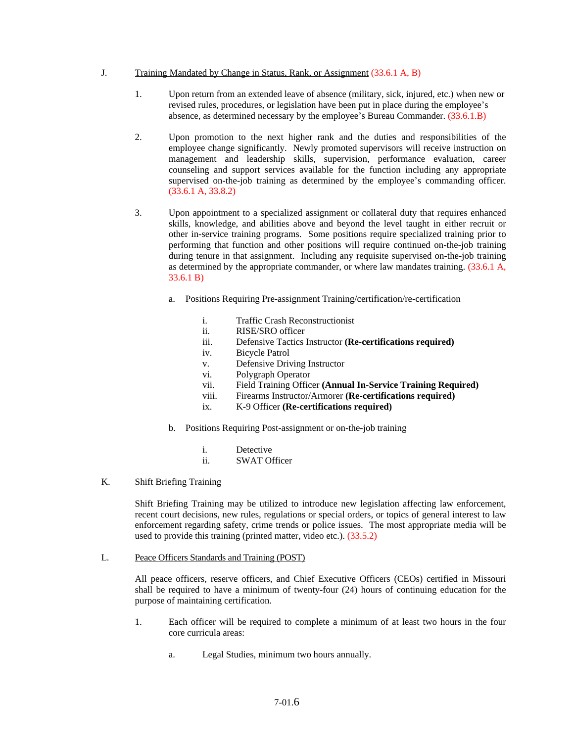J. Training Mandated by Change in Status, Rank, or Assignment (33.6.1 A, B)

1. Upon return from an extended leave of absence (military, sick, injured, etc.) when new or revised rules, procedures, or legislation have been put in place during the employee's absence, as determined necessary by the employee's Bureau Commander. (33.6.1.B)

2. Upon promotion to the next higher rank and the duties and responsibilities of the employee change significantly. Newly promoted supervisors will receive instruction on management and leadership skills, supervision, performance evaluation, career counseling and support services available for the function including any appropriate supervised on-the-job training as determined by the employee's commanding officer. (33.6.1 A, 33.8.2)

3. Upon appointment to a specialized assignment or collateral duty that requires enhanced skills, knowledge, and abilities above and beyond the level taught in either recruit or other in-service training programs. Some positions require specialized training prior to performing that function and other positions will require continued on-the-job training during tenure in that assignment. Including any requisite supervised on-the-job training as determined by the appropriate commander, or where law mandates training. (33.6.1 A, 33.6.1 B)

   a. Positions Requiring Pre-assignment Training/certification/re-certification

      i. Traffic Crash Reconstructionist
      ii. RISE/SRO officer
      iii. Defensive Tactics Instructor **(Re-certifications required)**
      iv. Bicycle Patrol
      v. Defensive Driving Instructor
      vi. Polygraph Operator
      vii. Field Training Officer **(Annual In-Service Training Required)**
      viii. Firearms Instructor/Armorer **(Re-certifications required)**
      ix. K-9 Officer **(Re-certifications required)**

   b. Positions Requiring Post-assignment or on-the-job training

      i. Detective
      ii. SWAT Officer

K. Shift Briefing Training

Shift Briefing Training may be utilized to introduce new legislation affecting law enforcement, recent court decisions, new rules, regulations or special orders, or topics of general interest to law enforcement regarding safety, crime trends or police issues. The most appropriate media will be used to provide this training (printed matter, video etc.). (33.5.2)

L. Peace Officers Standards and Training (POST)

All peace officers, reserve officers, and Chief Executive Officers (CEOs) certified in Missouri shall be required to have a minimum of twenty-four (24) hours of continuing education for the purpose of maintaining certification.

1. Each officer will be required to complete a minimum of at least two hours in the four core curricula areas:

   a. Legal Studies, minimum two hours annually.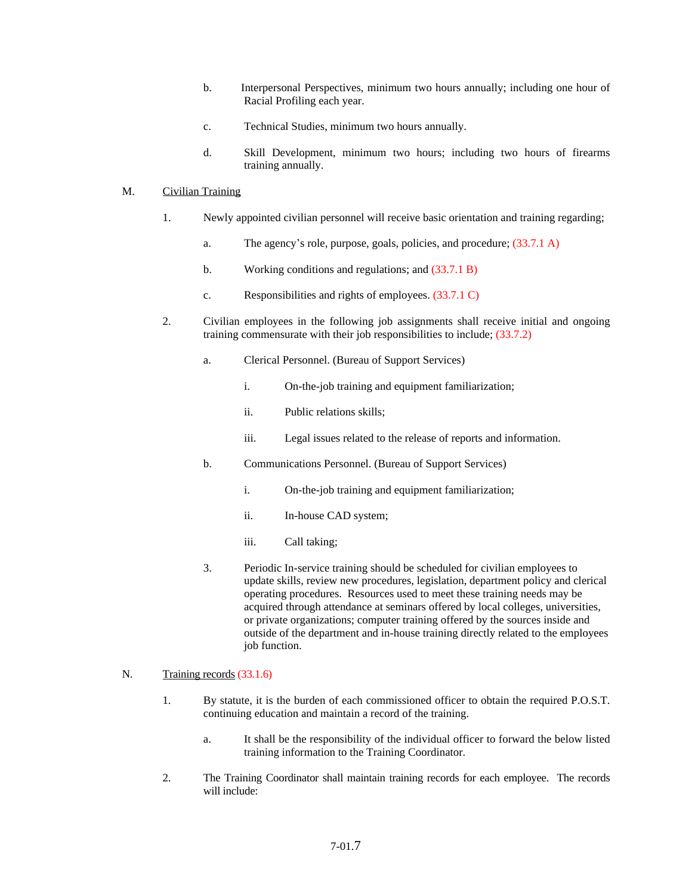b. Interpersonal Perspectives, minimum two hours annually; including one hour of Racial Profiling each year.

c. Technical Studies, minimum two hours annually.

d. Skill Development, minimum two hours; including two hours of firearms training annually.

M. <u>Civilian Training</u>

1. Newly appointed civilian personnel will receive basic orientation and training regarding;

   a. The agency's role, purpose, goals, policies, and procedure; (33.7.1 A)

   b. Working conditions and regulations; and (33.7.1 B)

   c. Responsibilities and rights of employees. (33.7.1 C)

2. Civilian employees in the following job assignments shall receive initial and ongoing training commensurate with their job responsibilities to include; (33.7.2)

   a. Clerical Personnel. (Bureau of Support Services)

      i. On-the-job training and equipment familiarization;

      ii. Public relations skills;

      iii. Legal issues related to the release of reports and information.

   b. Communications Personnel. (Bureau of Support Services)

      i. On-the-job training and equipment familiarization;

      ii. In-house CAD system;

      iii. Call taking;

   3. Periodic In-service training should be scheduled for civilian employees to update skills, review new procedures, legislation, department policy and clerical operating procedures. Resources used to meet these training needs may be acquired through attendance at seminars offered by local colleges, universities, or private organizations; computer training offered by the sources inside and outside of the department and in-house training directly related to the employees job function.

N. <u>Training records</u> (33.1.6)

1. By statute, it is the burden of each commissioned officer to obtain the required P.O.S.T. continuing education and maintain a record of the training.

   a. It shall be the responsibility of the individual officer to forward the below listed training information to the Training Coordinator.

2. The Training Coordinator shall maintain training records for each employee. The records will include: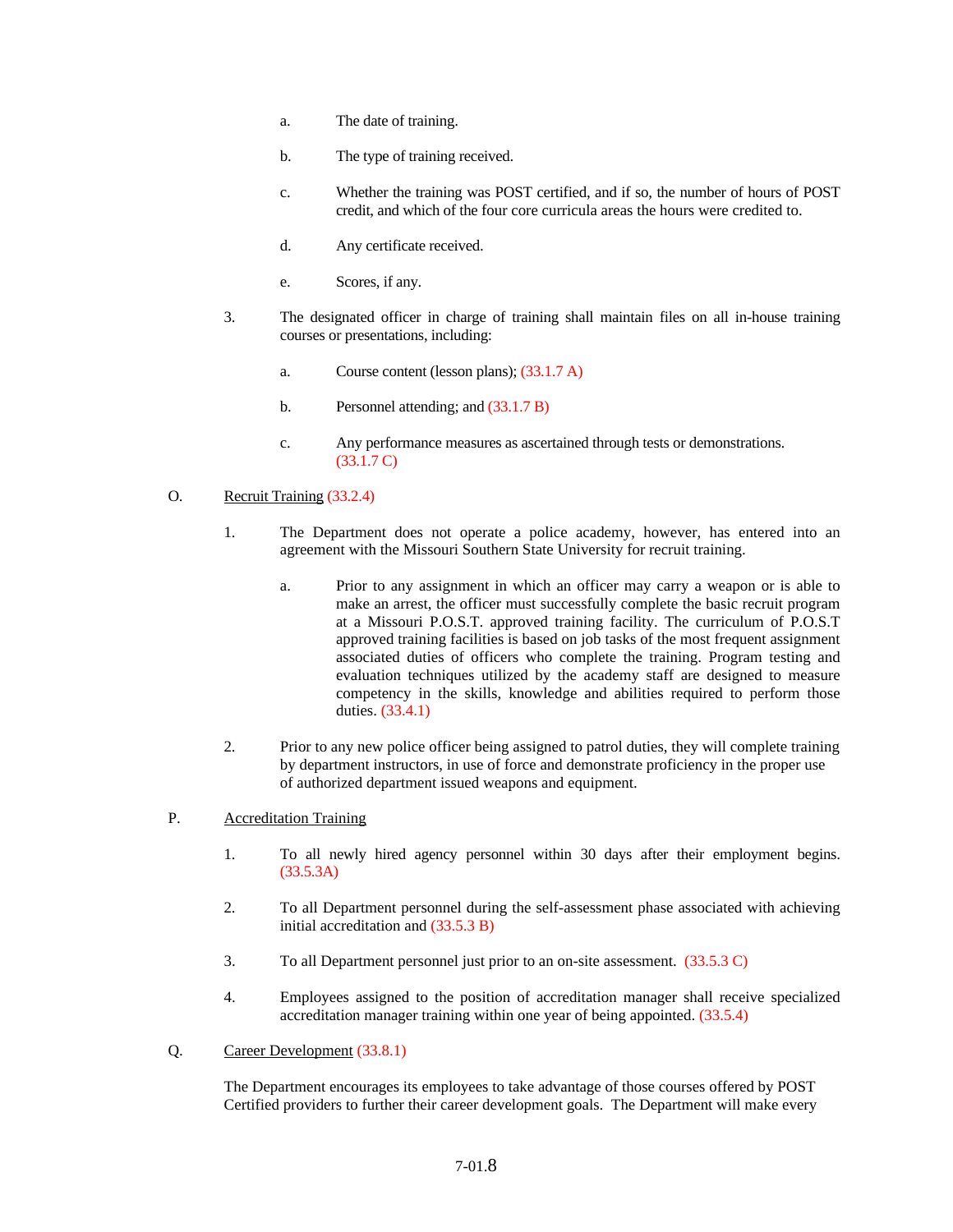a. The date of training.

b. The type of training received.

c. Whether the training was POST certified, and if so, the number of hours of POST credit, and which of the four core curricula areas the hours were credited to.

d. Any certificate received.

e. Scores, if any.

3. The designated officer in charge of training shall maintain files on all in-house training courses or presentations, including:

   a. Course content (lesson plans); (33.1.7 A)

   b. Personnel attending; and (33.1.7 B)

   c. Any performance measures as ascertained through tests or demonstrations. (33.1.7 C)

O. Recruit Training (33.2.4)

1. The Department does not operate a police academy, however, has entered into an agreement with the Missouri Southern State University for recruit training.

   a. Prior to any assignment in which an officer may carry a weapon or is able to make an arrest, the officer must successfully complete the basic recruit program at a Missouri P.O.S.T. approved training facility. The curriculum of P.O.S.T approved training facilities is based on job tasks of the most frequent assignment associated duties of officers who complete the training. Program testing and evaluation techniques utilized by the academy staff are designed to measure competency in the skills, knowledge and abilities required to perform those duties. (33.4.1)

2. Prior to any new police officer being assigned to patrol duties, they will complete training by department instructors, in use of force and demonstrate proficiency in the proper use of authorized department issued weapons and equipment.

P. Accreditation Training

1. To all newly hired agency personnel within 30 days after their employment begins. (33.5.3A)

2. To all Department personnel during the self-assessment phase associated with achieving initial accreditation and (33.5.3 B)

3. To all Department personnel just prior to an on-site assessment. (33.5.3 C)

4. Employees assigned to the position of accreditation manager shall receive specialized accreditation manager training within one year of being appointed. (33.5.4)

Q. Career Development (33.8.1)

The Department encourages its employees to take advantage of those courses offered by POST Certified providers to further their career development goals. The Department will make every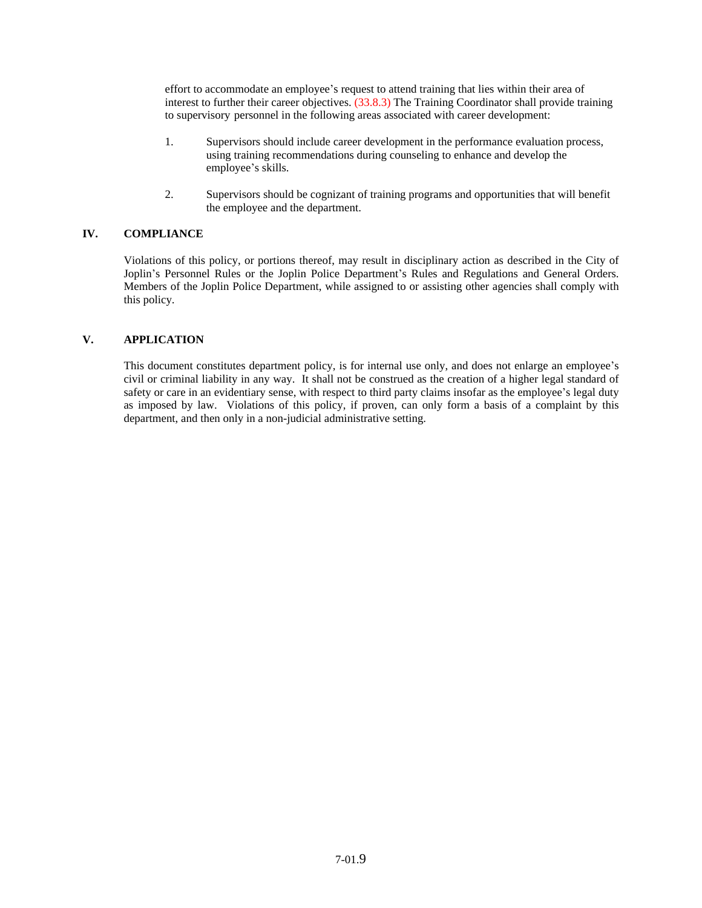effort to accommodate an employee's request to attend training that lies within their area of interest to further their career objectives. (33.8.3) The Training Coordinator shall provide training to supervisory personnel in the following areas associated with career development:

1. Supervisors should include career development in the performance evaluation process, using training recommendations during counseling to enhance and develop the employee's skills.

2. Supervisors should be cognizant of training programs and opportunities that will benefit the employee and the department.

## IV. COMPLIANCE

Violations of this policy, or portions thereof, may result in disciplinary action as described in the City of Joplin's Personnel Rules or the Joplin Police Department's Rules and Regulations and General Orders. Members of the Joplin Police Department, while assigned to or assisting other agencies shall comply with this policy.

## V. APPLICATION

This document constitutes department policy, is for internal use only, and does not enlarge an employee's civil or criminal liability in any way. It shall not be construed as the creation of a higher legal standard of safety or care in an evidentiary sense, with respect to third party claims insofar as the employee's legal duty as imposed by law. Violations of this policy, if proven, can only form a basis of a complaint by this department, and then only in a non-judicial administrative setting.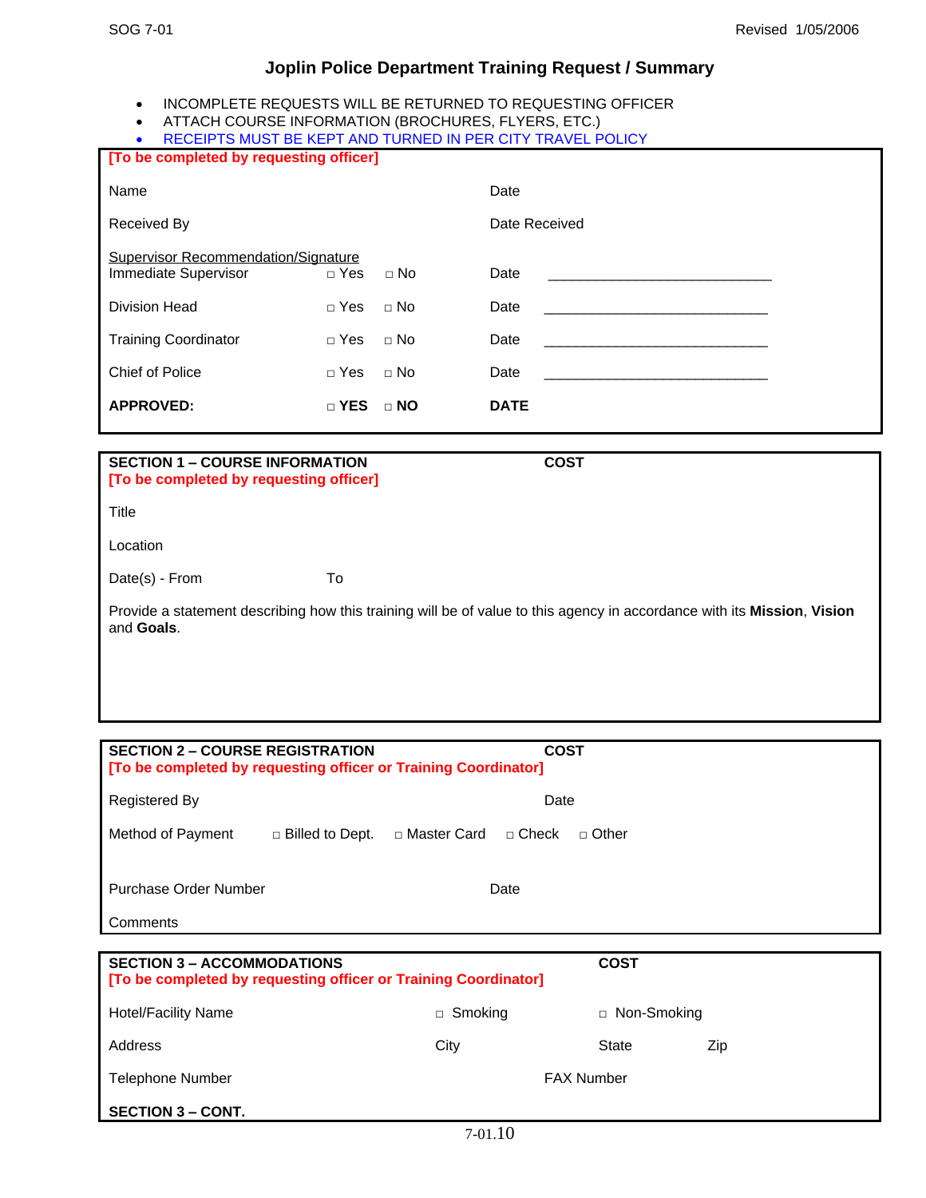# Joplin Police Department Training Request / Summary

- INCOMPLETE REQUESTS WILL BE RETURNED TO REQUESTING OFFICER
- ATTACH COURSE INFORMATION (BROCHURES, FLYERS, ETC.)
- RECEIPTS MUST BE KEPT AND TURNED IN PER CITY TRAVEL POLICY

**[To be completed by requesting officer]**

Name | Date

Received By | Date Received

Supervisor Recommendation/Signature

| | | | | |
|---|---|---|---|---|
| Immediate Supervisor | □ Yes | □ No | Date | ____________________________ |
| Division Head | □ Yes | □ No | Date | ____________________________ |
| Training Coordinator | □ Yes | □ No | Date | ____________________________ |
| Chief of Police | □ Yes | □ No | Date | ____________________________ |
| **APPROVED:** | **□ YES** | **□ NO** | **DATE** | |

---

**SECTION 1 – COURSE INFORMATION** | **COST**

**[To be completed by requesting officer]**

Title

Location

Date(s) - From | To

Provide a statement describing how this training will be of value to this agency in accordance with its **Mission**, **Vision** and **Goals**.

---

**SECTION 2 – COURSE REGISTRATION** | **COST**

**[To be completed by requesting officer or Training Coordinator]**

Registered By | Date

Method of Payment □ Billed to Dept. □ Master Card □ Check □ Other

Purchase Order Number | Date

Comments

---

**SECTION 3 – ACCOMMODATIONS** | **COST**

**[To be completed by requesting officer or Training Coordinator]**

Hotel/Facility Name | □ Smoking | □ Non-Smoking

Address | City | State | Zip

Telephone Number | FAX Number

**SECTION 3 – CONT.**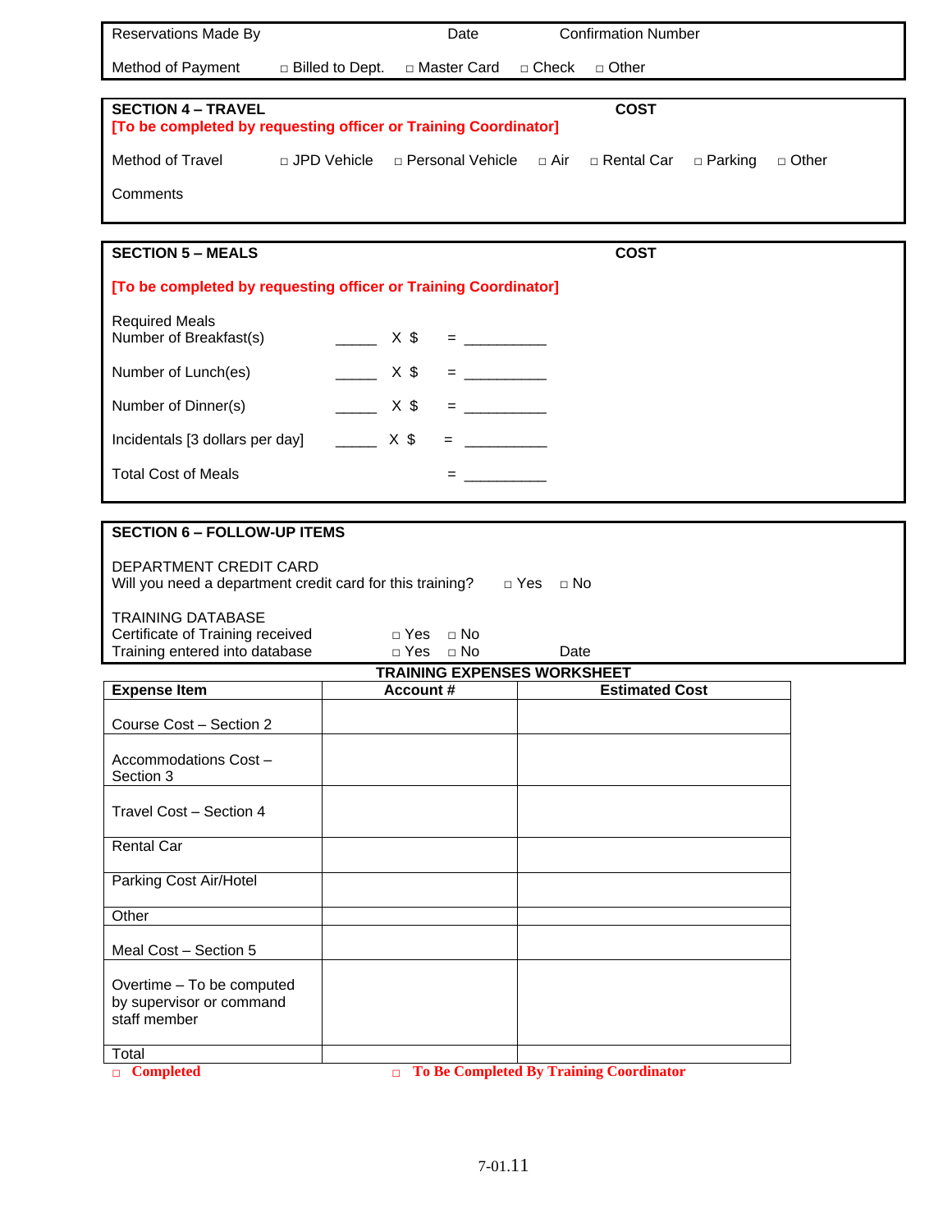Reservations Made By Date Confirmation Number

Method of Payment □ Billed to Dept. □ Master Card □ Check □ Other

**SECTION 4 – TRAVEL** **COST**

**[To be completed by requesting officer or Training Coordinator]**

Method of Travel □ JPD Vehicle □ Personal Vehicle □ Air □ Rental Car □ Parking □ Other

Comments

**SECTION 5 – MEALS** **COST**

**[To be completed by requesting officer or Training Coordinator]**

Required Meals
Number of Breakfast(s) _____ X $ = __________

Number of Lunch(es) _____ X $ = __________

Number of Dinner(s) _____ X $ = __________

Incidentals [3 dollars per day] _____ X $ = __________

Total Cost of Meals = __________

**SECTION 6 – FOLLOW-UP ITEMS**

DEPARTMENT CREDIT CARD
Will you need a department credit card for this training? □ Yes □ No

TRAINING DATABASE
Certificate of Training received □ Yes □ No
Training entered into database □ Yes □ No Date

**TRAINING EXPENSES WORKSHEET**

| **Expense Item** | **Account #** | **Estimated Cost** |
|---|---|---|
| Course Cost – Section 2 | | |
| Accommodations Cost – Section 3 | | |
| Travel Cost – Section 4 | | |
| Rental Car | | |
| Parking Cost Air/Hotel | | |
| Other | | |
| Meal Cost – Section 5 | | |
| Overtime – To be computed by supervisor or command staff member | | |
| Total | | |

□ **Completed** □ **To Be Completed By Training Coordinator**